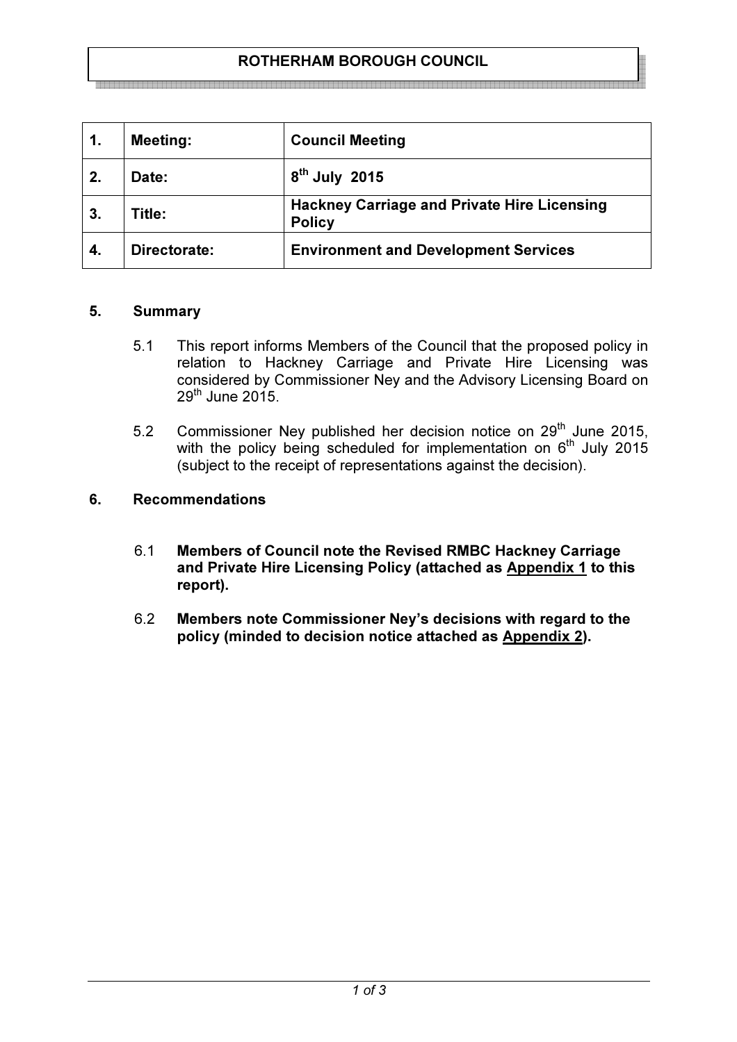# ROTHERHAM BOROUGH COUNCIL

| | | |
|---|---|---|
| **1.** | **Meeting:** | **Council Meeting** |
| **2.** | **Date:** | **8th July 2015** |
| **3.** | **Title:** | **Hackney Carriage and Private Hire Licensing Policy** |
| **4.** | **Directorate:** | **Environment and Development Services** |

## 5. Summary

5.1 This report informs Members of the Council that the proposed policy in relation to Hackney Carriage and Private Hire Licensing was considered by Commissioner Ney and the Advisory Licensing Board on 29th June 2015.

5.2 Commissioner Ney published her decision notice on 29th June 2015, with the policy being scheduled for implementation on 6th July 2015 (subject to the receipt of representations against the decision).

## 6. Recommendations

6.1 **Members of Council note the Revised RMBC Hackney Carriage and Private Hire Licensing Policy (attached as Appendix 1 to this report).**

6.2 **Members note Commissioner Ney's decisions with regard to the policy (minded to decision notice attached as Appendix 2).**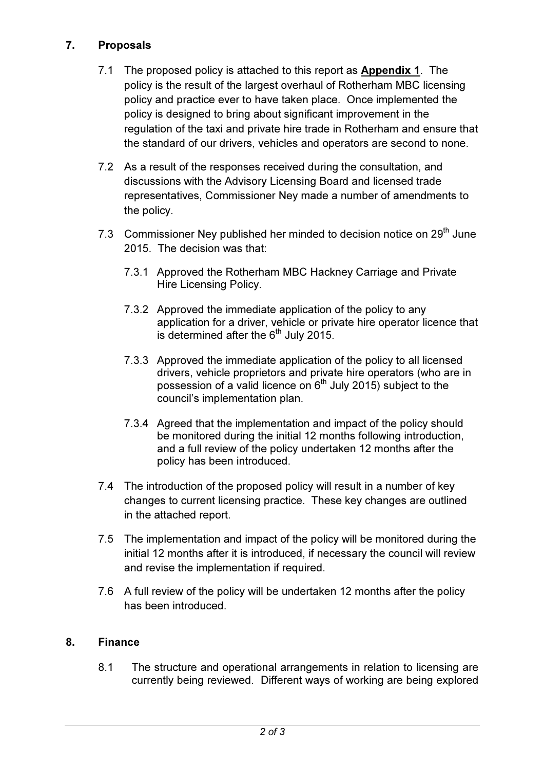## 7. Proposals

7.1 The proposed policy is attached to this report as **Appendix 1**. The policy is the result of the largest overhaul of Rotherham MBC licensing policy and practice ever to have taken place. Once implemented the policy is designed to bring about significant improvement in the regulation of the taxi and private hire trade in Rotherham and ensure that the standard of our drivers, vehicles and operators are second to none.

7.2 As a result of the responses received during the consultation, and discussions with the Advisory Licensing Board and licensed trade representatives, Commissioner Ney made a number of amendments to the policy.

7.3 Commissioner Ney published her minded to decision notice on 29th June 2015. The decision was that:

7.3.1 Approved the Rotherham MBC Hackney Carriage and Private Hire Licensing Policy.

7.3.2 Approved the immediate application of the policy to any application for a driver, vehicle or private hire operator licence that is determined after the 6th July 2015.

7.3.3 Approved the immediate application of the policy to all licensed drivers, vehicle proprietors and private hire operators (who are in possession of a valid licence on 6th July 2015) subject to the council's implementation plan.

7.3.4 Agreed that the implementation and impact of the policy should be monitored during the initial 12 months following introduction, and a full review of the policy undertaken 12 months after the policy has been introduced.

7.4 The introduction of the proposed policy will result in a number of key changes to current licensing practice. These key changes are outlined in the attached report.

7.5 The implementation and impact of the policy will be monitored during the initial 12 months after it is introduced, if necessary the council will review and revise the implementation if required.

7.6 A full review of the policy will be undertaken 12 months after the policy has been introduced.

## 8. Finance

8.1 The structure and operational arrangements in relation to licensing are currently being reviewed. Different ways of working are being explored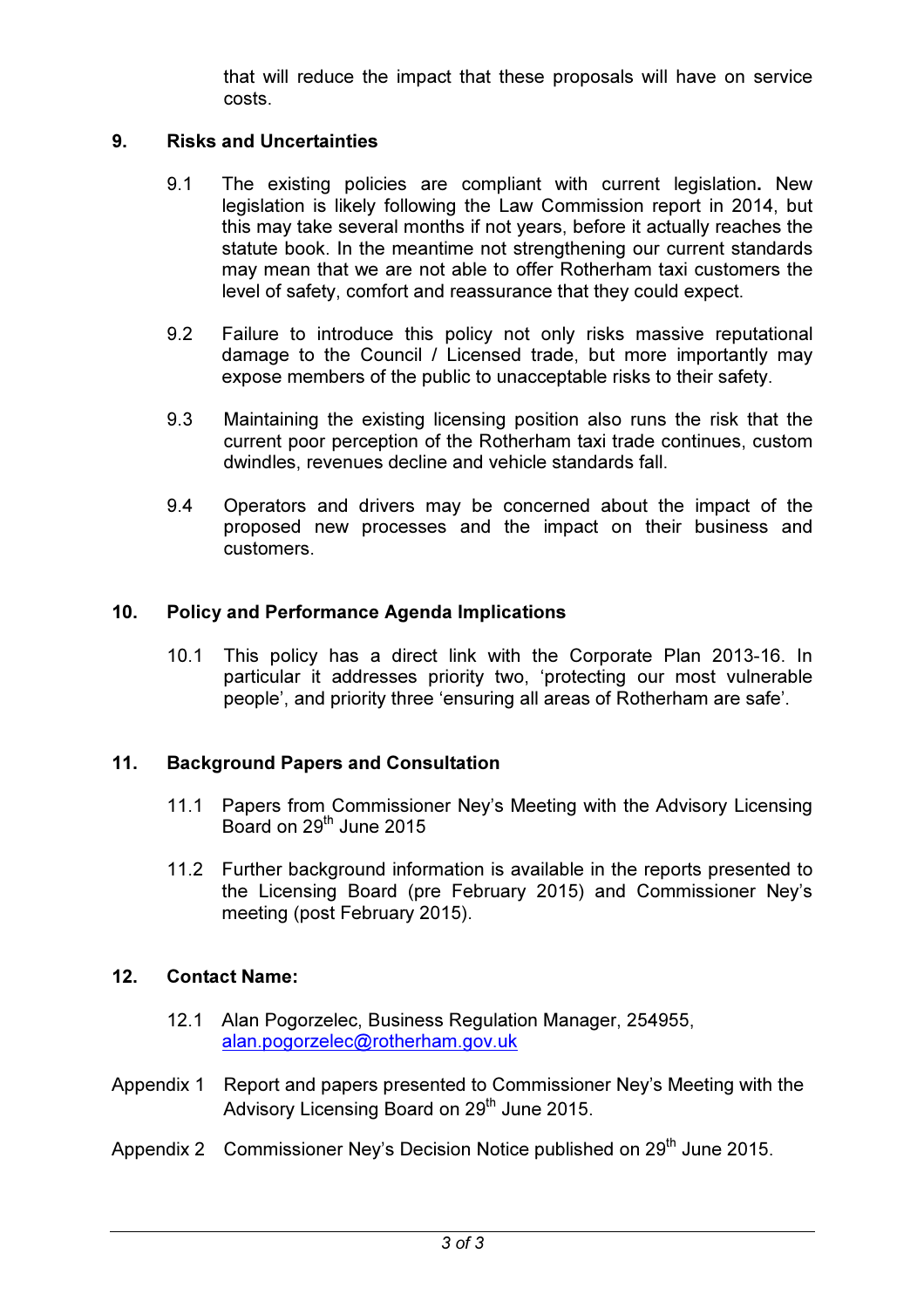that will reduce the impact that these proposals will have on service costs.

## 9. Risks and Uncertainties

9.1 The existing policies are compliant with current legislation**.** New legislation is likely following the Law Commission report in 2014, but this may take several months if not years, before it actually reaches the statute book. In the meantime not strengthening our current standards may mean that we are not able to offer Rotherham taxi customers the level of safety, comfort and reassurance that they could expect.

9.2 Failure to introduce this policy not only risks massive reputational damage to the Council / Licensed trade, but more importantly may expose members of the public to unacceptable risks to their safety.

9.3 Maintaining the existing licensing position also runs the risk that the current poor perception of the Rotherham taxi trade continues, custom dwindles, revenues decline and vehicle standards fall.

9.4 Operators and drivers may be concerned about the impact of the proposed new processes and the impact on their business and customers.

## 10. Policy and Performance Agenda Implications

10.1 This policy has a direct link with the Corporate Plan 2013-16. In particular it addresses priority two, 'protecting our most vulnerable people', and priority three 'ensuring all areas of Rotherham are safe'.

## 11. Background Papers and Consultation

11.1 Papers from Commissioner Ney's Meeting with the Advisory Licensing Board on 29th June 2015

11.2 Further background information is available in the reports presented to the Licensing Board (pre February 2015) and Commissioner Ney's meeting (post February 2015).

## 12. Contact Name:

12.1 Alan Pogorzelec, Business Regulation Manager, 254955, alan.pogorzelec@rotherham.gov.uk

Appendix 1 Report and papers presented to Commissioner Ney's Meeting with the Advisory Licensing Board on 29th June 2015.

Appendix 2 Commissioner Ney's Decision Notice published on 29th June 2015.